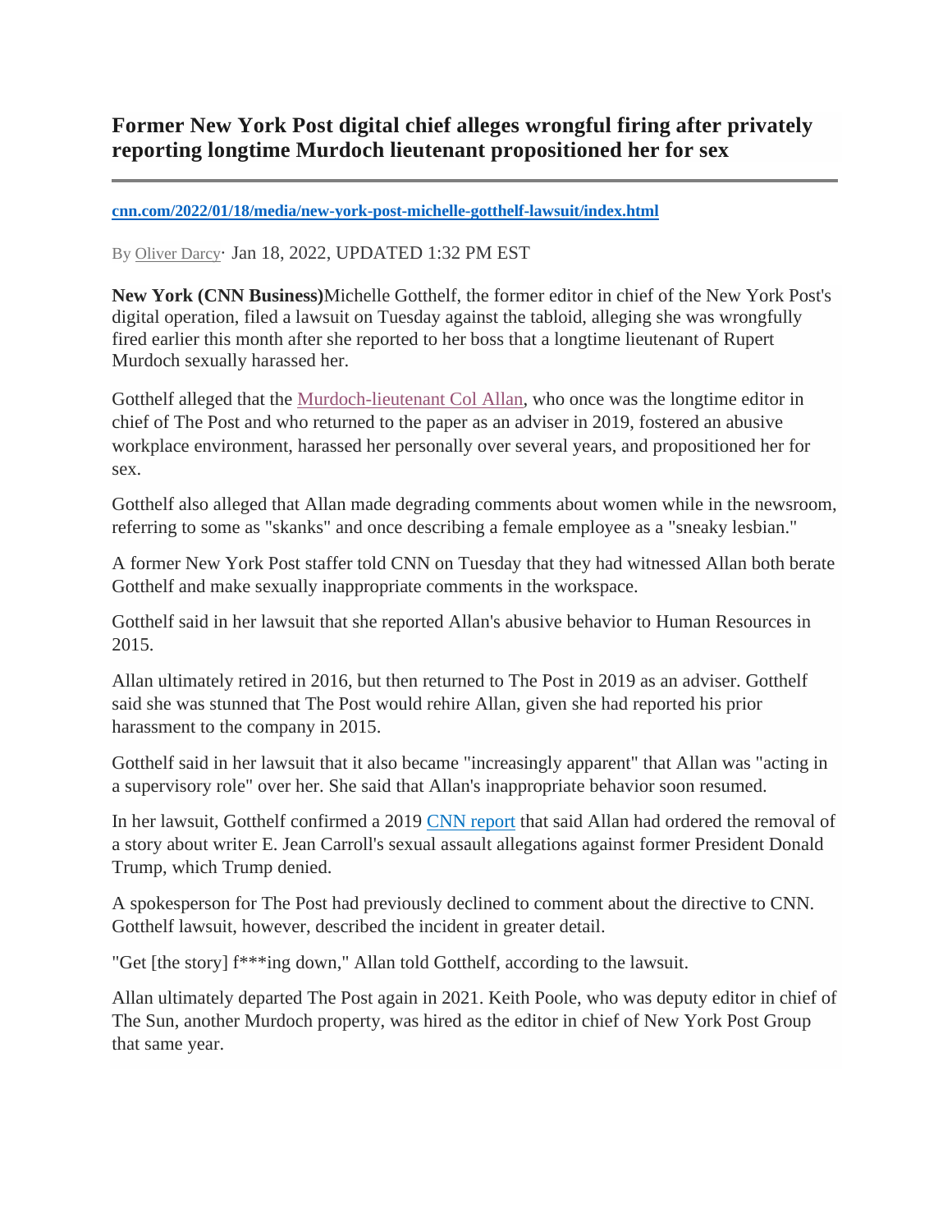# Former New York Post digital chief alleges wrongful firing after privately reporting longtime Murdoch lieutenant propositioned her for sex

---

**[cnn.com/2022/01/18/media/new-york-post-michelle-gotthelf-lawsuit/index.html](cnn.com/2022/01/18/media/new-york-post-michelle-gotthelf-lawsuit/index.html)**

By Oliver Darcy· Jan 18, 2022, UPDATED 1:32 PM EST

**New York (CNN Business)**Michelle Gotthelf, the former editor in chief of the New York Post's digital operation, filed a lawsuit on Tuesday against the tabloid, alleging she was wrongfully fired earlier this month after she reported to her boss that a longtime lieutenant of Rupert Murdoch sexually harassed her.

Gotthelf alleged that the Murdoch-lieutenant Col Allan, who once was the longtime editor in chief of The Post and who returned to the paper as an adviser in 2019, fostered an abusive workplace environment, harassed her personally over several years, and propositioned her for sex.

Gotthelf also alleged that Allan made degrading comments about women while in the newsroom, referring to some as "skanks" and once describing a female employee as a "sneaky lesbian."

A former New York Post staffer told CNN on Tuesday that they had witnessed Allan both berate Gotthelf and make sexually inappropriate comments in the workspace.

Gotthelf said in her lawsuit that she reported Allan's abusive behavior to Human Resources in 2015.

Allan ultimately retired in 2016, but then returned to The Post in 2019 as an adviser. Gotthelf said she was stunned that The Post would rehire Allan, given she had reported his prior harassment to the company in 2015.

Gotthelf said in her lawsuit that it also became "increasingly apparent" that Allan was "acting in a supervisory role" over her. She said that Allan's inappropriate behavior soon resumed.

In her lawsuit, Gotthelf confirmed a 2019 CNN report that said Allan had ordered the removal of a story about writer E. Jean Carroll's sexual assault allegations against former President Donald Trump, which Trump denied.

A spokesperson for The Post had previously declined to comment about the directive to CNN. Gotthelf lawsuit, however, described the incident in greater detail.

"Get [the story] f***ing down," Allan told Gotthelf, according to the lawsuit.

Allan ultimately departed The Post again in 2021. Keith Poole, who was deputy editor in chief of The Sun, another Murdoch property, was hired as the editor in chief of New York Post Group that same year.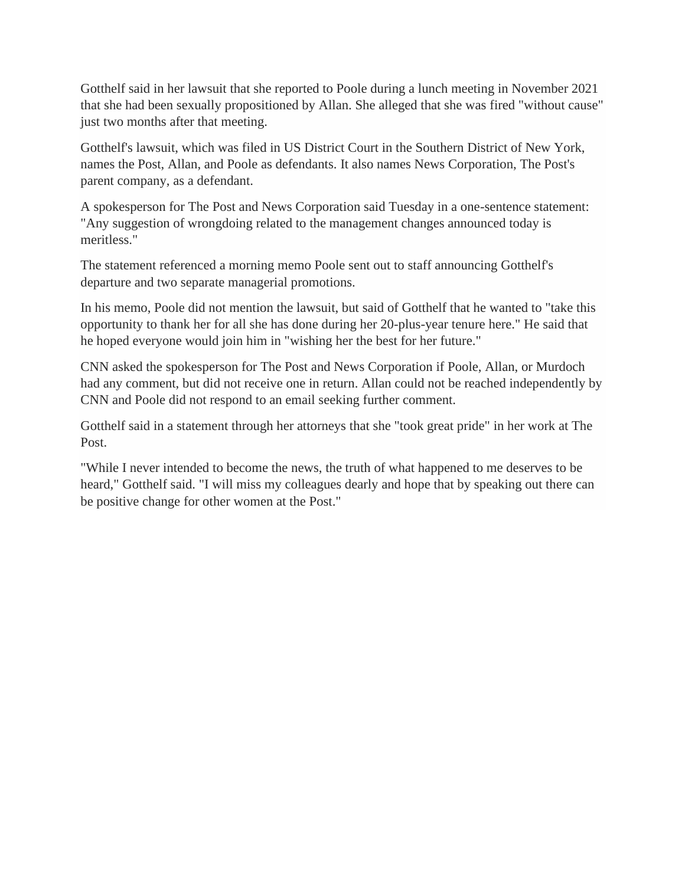Gotthelf said in her lawsuit that she reported to Poole during a lunch meeting in November 2021 that she had been sexually propositioned by Allan. She alleged that she was fired "without cause" just two months after that meeting.

Gotthelf's lawsuit, which was filed in US District Court in the Southern District of New York, names the Post, Allan, and Poole as defendants. It also names News Corporation, The Post's parent company, as a defendant.

A spokesperson for The Post and News Corporation said Tuesday in a one-sentence statement: "Any suggestion of wrongdoing related to the management changes announced today is meritless."

The statement referenced a morning memo Poole sent out to staff announcing Gotthelf's departure and two separate managerial promotions.

In his memo, Poole did not mention the lawsuit, but said of Gotthelf that he wanted to "take this opportunity to thank her for all she has done during her 20-plus-year tenure here." He said that he hoped everyone would join him in "wishing her the best for her future."

CNN asked the spokesperson for The Post and News Corporation if Poole, Allan, or Murdoch had any comment, but did not receive one in return. Allan could not be reached independently by CNN and Poole did not respond to an email seeking further comment.

Gotthelf said in a statement through her attorneys that she "took great pride" in her work at The Post.

"While I never intended to become the news, the truth of what happened to me deserves to be heard," Gotthelf said. "I will miss my colleagues dearly and hope that by speaking out there can be positive change for other women at the Post."